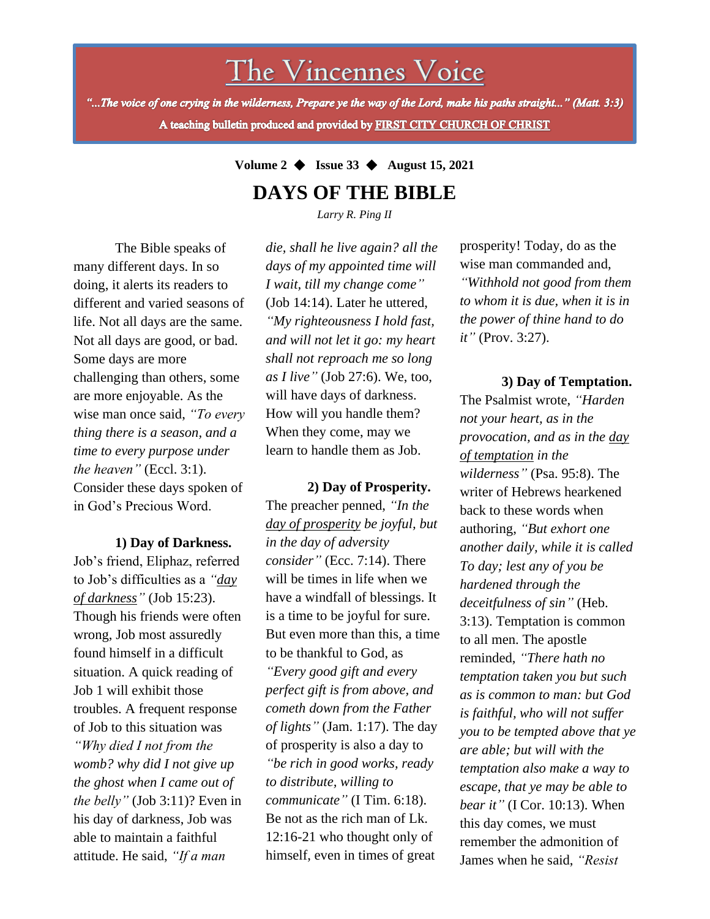# The Vincennes Voice

*"...The voice of one crying in the wilderness, Prepare ye the way of the Lord, make his paths straight..." (Matt. 3:3)*

**A teaching bulletin produced and provided by FIRST CITY CHURCH OF CHRIST**

**Volume 2 ◆ Issue 33 ◆ August 15, 2021**

## DAYS OF THE BIBLE

*Larry R. Ping II*

The Bible speaks of many different days. In so doing, it alerts its readers to different and varied seasons of life. Not all days are the same. Not all days are good, or bad. Some days are more challenging than others, some are more enjoyable. As the wise man once said, *"To every thing there is a season, and a time to every purpose under the heaven"* (Eccl. 3:1). Consider these days spoken of in God's Precious Word.

**1) Day of Darkness.** Job's friend, Eliphaz, referred to Job's difficulties as a *"day of darkness"* (Job 15:23). Though his friends were often wrong, Job most assuredly found himself in a difficult situation. A quick reading of Job 1 will exhibit those troubles. A frequent response of Job to this situation was *"Why died I not from the womb? why did I not give up the ghost when I came out of the belly"* (Job 3:11)? Even in his day of darkness, Job was able to maintain a faithful attitude. He said, *"If a man die, shall he live again? all the days of my appointed time will I wait, till my change come"* (Job 14:14). Later he uttered, *"My righteousness I hold fast, and will not let it go: my heart shall not reproach me so long as I live"* (Job 27:6). We, too, will have days of darkness. How will you handle them? When they come, may we learn to handle them as Job.

**2) Day of Prosperity.** The preacher penned, *"In the day of prosperity be joyful, but in the day of adversity consider"* (Ecc. 7:14). There will be times in life when we have a windfall of blessings. It is a time to be joyful for sure. But even more than this, a time to be thankful to God, as *"Every good gift and every perfect gift is from above, and cometh down from the Father of lights"* (Jam. 1:17). The day of prosperity is also a day to *"be rich in good works, ready to distribute, willing to communicate"* (I Tim. 6:18). Be not as the rich man of Lk. 12:16-21 who thought only of himself, even in times of great prosperity! Today, do as the wise man commanded and, *"Withhold not good from them to whom it is due, when it is in the power of thine hand to do it"* (Prov. 3:27).

**3) Day of Temptation.** The Psalmist wrote, *"Harden not your heart, as in the provocation, and as in the day of temptation in the wilderness"* (Psa. 95:8). The writer of Hebrews hearkened back to these words when authoring, *"But exhort one another daily, while it is called To day; lest any of you be hardened through the deceitfulness of sin"* (Heb. 3:13). Temptation is common to all men. The apostle reminded, *"There hath no temptation taken you but such as is common to man: but God is faithful, who will not suffer you to be tempted above that ye are able; but will with the temptation also make a way to escape, that ye may be able to bear it"* (I Cor. 10:13). When this day comes, we must remember the admonition of James when he said, *"Resist*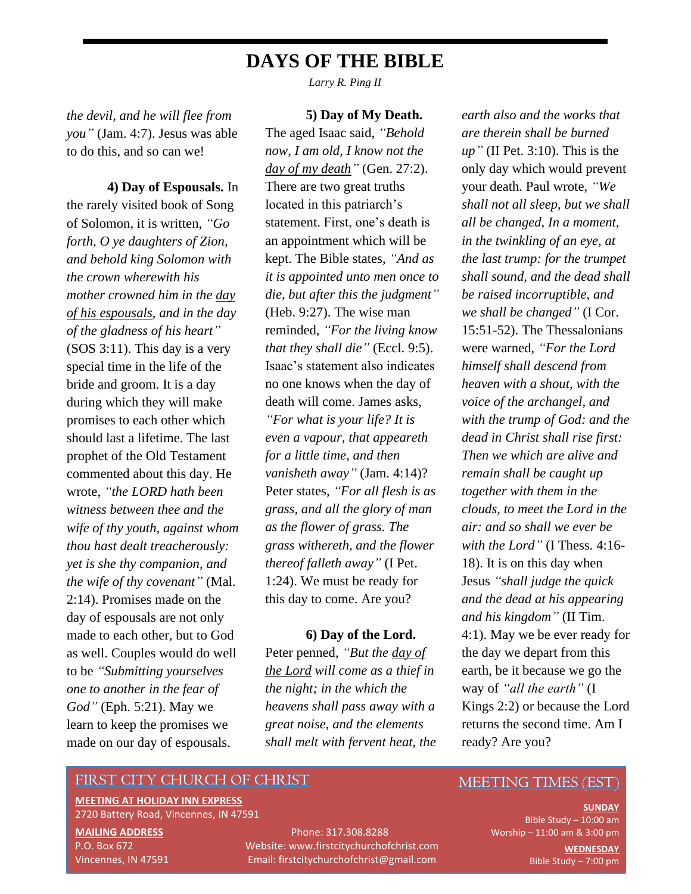# DAYS OF THE BIBLE

*Larry R. Ping II*

*the devil, and he will flee from you"* (Jam. 4:7). Jesus was able to do this, and so can we!

**4) Day of Espousals.** In the rarely visited book of Song of Solomon, it is written, *"Go forth, O ye daughters of Zion, and behold king Solomon with the crown wherewith his mother crowned him in the day of his espousals, and in the day of the gladness of his heart"* (SOS 3:11). This day is a very special time in the life of the bride and groom. It is a day during which they will make promises to each other which should last a lifetime. The last prophet of the Old Testament commented about this day. He wrote, *"the LORD hath been witness between thee and the wife of thy youth, against whom thou hast dealt treacherously: yet is she thy companion, and the wife of thy covenant"* (Mal. 2:14). Promises made on the day of espousals are not only made to each other, but to God as well. Couples would do well to be *"Submitting yourselves one to another in the fear of God"* (Eph. 5:21). May we learn to keep the promises we made on our day of espousals.

**5) Day of My Death.** The aged Isaac said, *"Behold now, I am old, I know not the day of my death"* (Gen. 27:2). There are two great truths located in this patriarch's statement. First, one's death is an appointment which will be kept. The Bible states, *"And as it is appointed unto men once to die, but after this the judgment"* (Heb. 9:27). The wise man reminded, *"For the living know that they shall die"* (Eccl. 9:5). Isaac's statement also indicates no one knows when the day of death will come. James asks, *"For what is your life? It is even a vapour, that appeareth for a little time, and then vanisheth away"* (Jam. 4:14)? Peter states, *"For all flesh is as grass, and all the glory of man as the flower of grass. The grass withereth, and the flower thereof falleth away"* (I Pet. 1:24). We must be ready for this day to come. Are you?

**6) Day of the Lord.** Peter penned, *"But the day of the Lord will come as a thief in the night; in the which the heavens shall pass away with a great noise, and the elements shall melt with fervent heat, the earth also and the works that are therein shall be burned up"* (II Pet. 3:10). This is the only day which would prevent your death. Paul wrote, *"We shall not all sleep, but we shall all be changed, In a moment, in the twinkling of an eye, at the last trump: for the trumpet shall sound, and the dead shall be raised incorruptible, and we shall be changed"* (I Cor. 15:51-52). The Thessalonians were warned, *"For the Lord himself shall descend from heaven with a shout, with the voice of the archangel, and with the trump of God: and the dead in Christ shall rise first: Then we which are alive and remain shall be caught up together with them in the clouds, to meet the Lord in the air: and so shall we ever be with the Lord"* (I Thess. 4:16-18). It is on this day when Jesus *"shall judge the quick and the dead at his appearing and his kingdom"* (II Tim. 4:1). May we be ever ready for the day we depart from this earth, be it because we go the way of *"all the earth"* (I Kings 2:2) or because the Lord returns the second time. Am I ready? Are you?

## FIRST CITY CHURCH OF CHRIST

**MEETING AT HOLIDAY INN EXPRESS**
2720 Battery Road, Vincennes, IN 47591

**MAILING ADDRESS**
P.O. Box 672
Vincennes, IN 47591

Phone: 317.308.8288
Website: www.firstcitychurchofchrist.com
Email: firstcitychurchofchrist@gmail.com

## MEETING TIMES (EST)

**SUNDAY**
Bible Study – 10:00 am
Worship – 11:00 am & 3:00 pm

**WEDNESDAY**
Bible Study – 7:00 pm